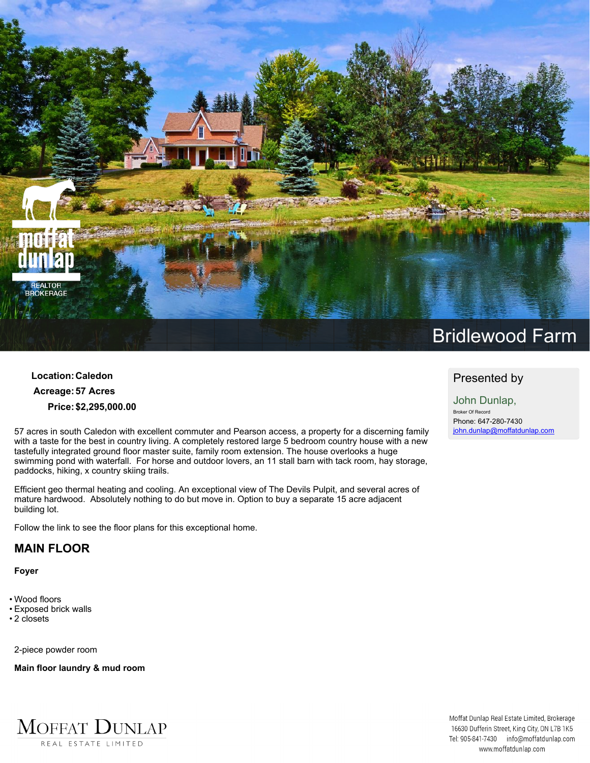# Bridlewood Farm

**Location:** Caledon
**Acreage:** 57 Acres
**Price:** $2,295,000.00

Presented by

John Dunlap,
Broker Of Record
Phone: 647-280-7430
john.dunlap@moffatdunlap.com

57 acres in south Caledon with excellent commuter and Pearson access, a property for a discerning family with a taste for the best in country living. A completely restored large 5 bedroom country house with a new tastefully integrated ground floor master suite, family room extension. The house overlooks a huge swimming pond with waterfall. For horse and outdoor lovers, an 11 stall barn with tack room, hay storage, paddocks, hiking, x country skiing trails.

Efficient geo thermal heating and cooling. An exceptional view of The Devils Pulpit, and several acres of mature hardwood. Absolutely nothing to do but move in. Option to buy a separate 15 acre adjacent building lot.

Follow the link to see the floor plans for this exceptional home.

## MAIN FLOOR

**Foyer**

- Wood floors
- Exposed brick walls
- 2 closets

2-piece powder room

**Main floor laundry & mud room**

Moffat Dunlap Real Estate Limited, Brokerage
16630 Dufferin Street, King City, ON L7B 1K5
Tel: 905-841-7430 info@moffatdunlap.com
www.moffatdunlap.com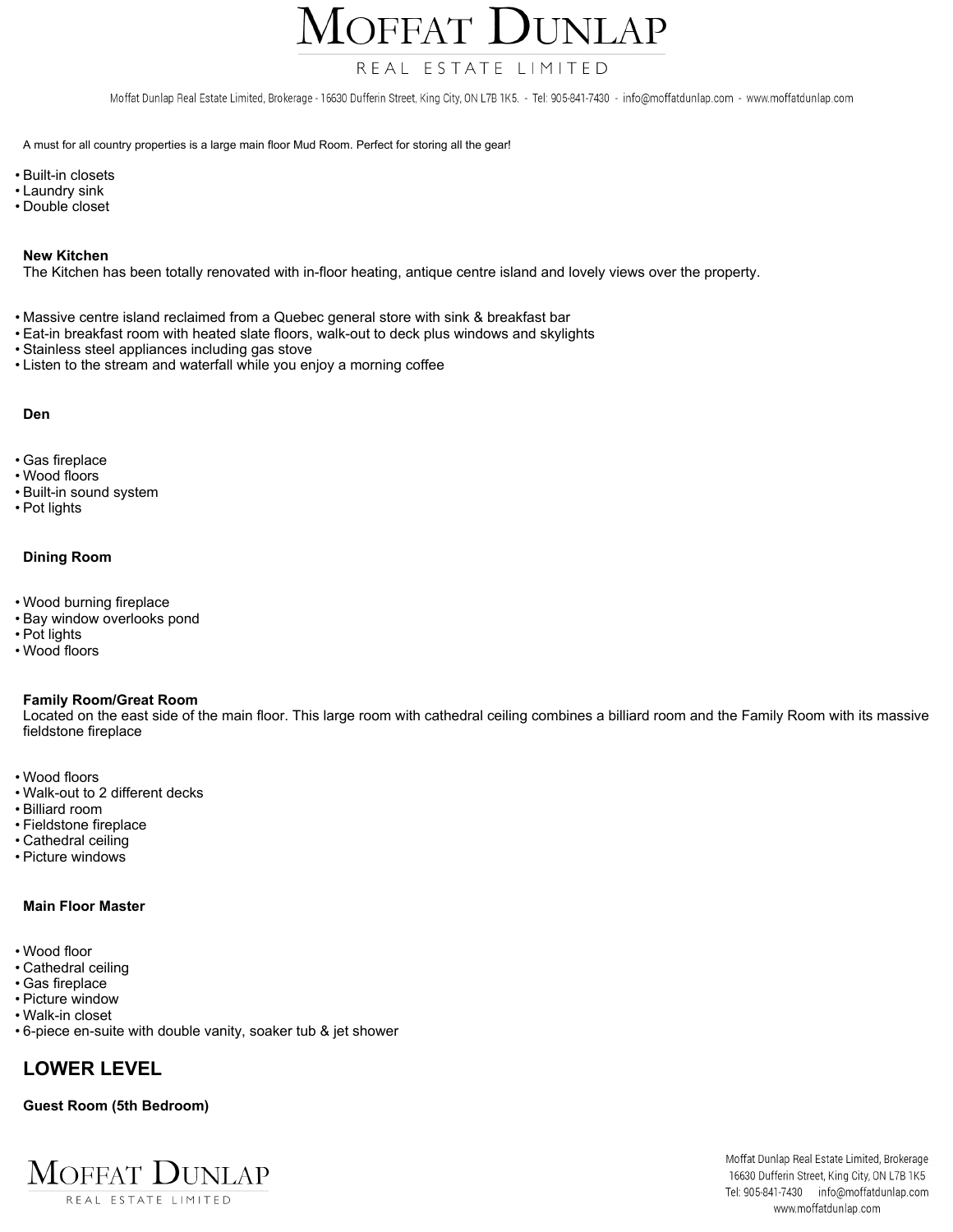A must for all country properties is a large main floor Mud Room. Perfect for storing all the gear!

- Built-in closets
- Laundry sink
- Double closet

**New Kitchen**
The Kitchen has been totally renovated with in-floor heating, antique centre island and lovely views over the property.

- Massive centre island reclaimed from a Quebec general store with sink & breakfast bar
- Eat-in breakfast room with heated slate floors, walk-out to deck plus windows and skylights
- Stainless steel appliances including gas stove
- Listen to the stream and waterfall while you enjoy a morning coffee

**Den**

- Gas fireplace
- Wood floors
- Built-in sound system
- Pot lights

**Dining Room**

- Wood burning fireplace
- Bay window overlooks pond
- Pot lights
- Wood floors

**Family Room/Great Room**
Located on the east side of the main floor. This large room with cathedral ceiling combines a billiard room and the Family Room with its massive fieldstone fireplace

- Wood floors
- Walk-out to 2 different decks
- Billiard room
- Fieldstone fireplace
- Cathedral ceiling
- Picture windows

**Main Floor Master**

- Wood floor
- Cathedral ceiling
- Gas fireplace
- Picture window
- Walk-in closet
- 6-piece en-suite with double vanity, soaker tub & jet shower

## LOWER LEVEL

**Guest Room (5th Bedroom)**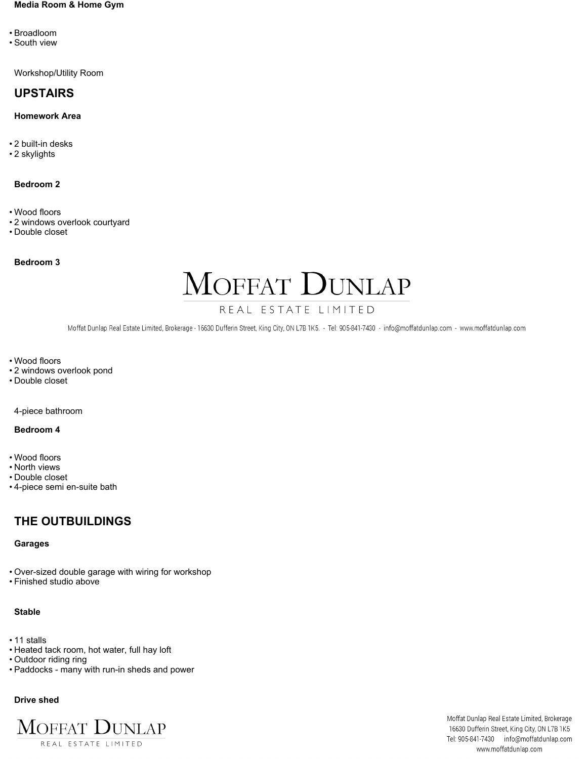### Media Room & Home Gym

- Broadloom
- South view

Workshop/Utility Room

## UPSTAIRS

### Homework Area

- 2 built-in desks
- 2 skylights

### Bedroom 2

- Wood floors
- 2 windows overlook courtyard
- Double closet

### Bedroom 3

- Wood floors
- 2 windows overlook pond
- Double closet

4-piece bathroom

### Bedroom 4

- Wood floors
- North views
- Double closet
- 4-piece semi en-suite bath

## THE OUTBUILDINGS

### Garages

- Over-sized double garage with wiring for workshop
- Finished studio above

### Stable

- 11 stalls
- Heated tack room, hot water, full hay loft
- Outdoor riding ring
- Paddocks - many with run-in sheds and power

### Drive shed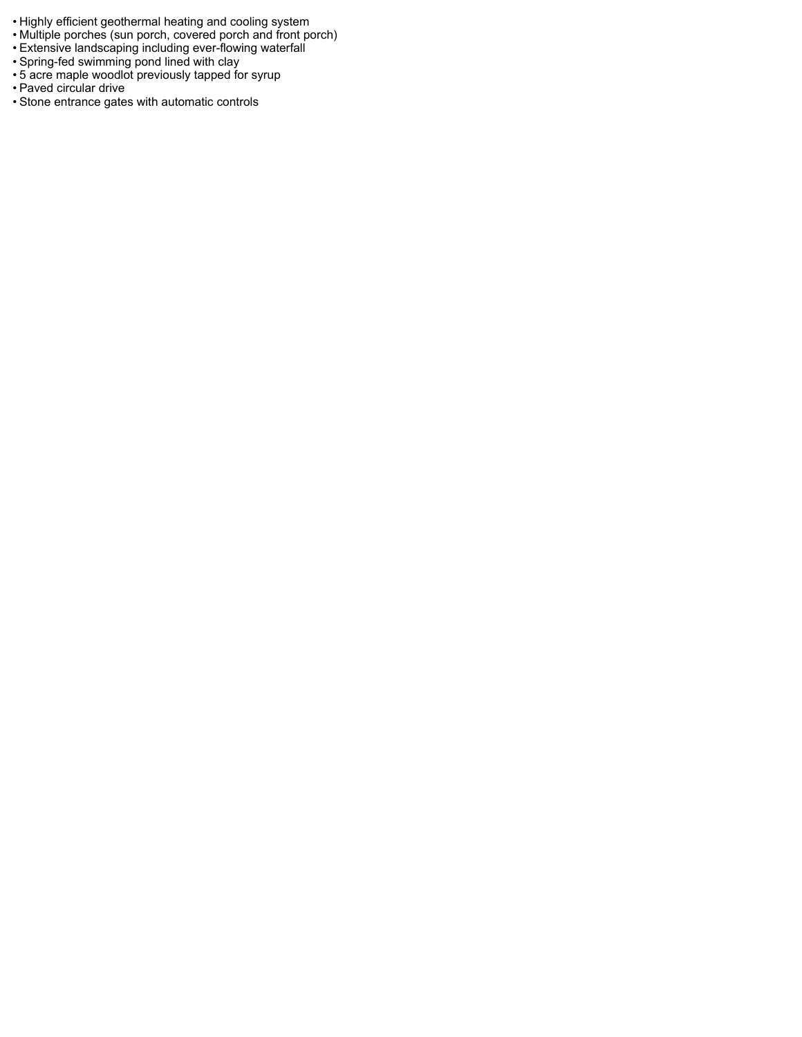- Highly efficient geothermal heating and cooling system
- Multiple porches (sun porch, covered porch and front porch)
- Extensive landscaping including ever-flowing waterfall
- Spring-fed swimming pond lined with clay
- 5 acre maple woodlot previously tapped for syrup
- Paved circular drive
- Stone entrance gates with automatic controls